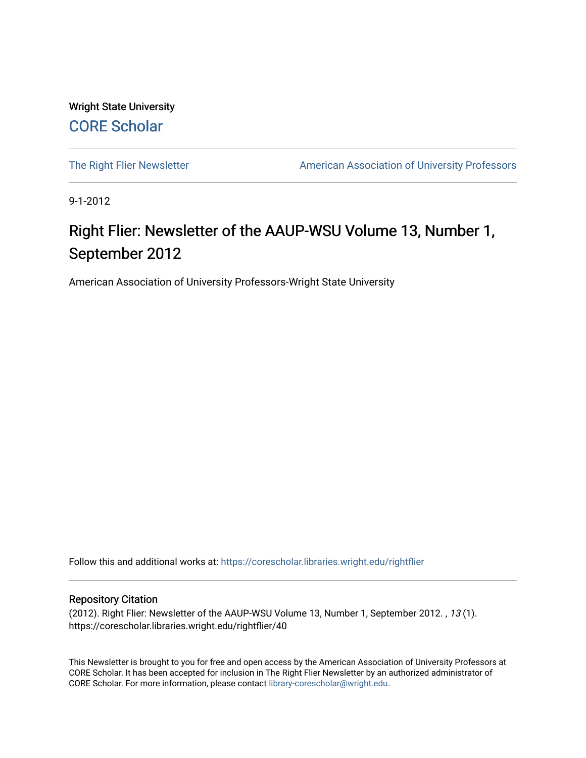Wright State University

CORE Scholar

The Right Flier Newsletter

American Association of University Professors

9-1-2012

# Right Flier: Newsletter of the AAUP-WSU Volume 13, Number 1, September 2012

American Association of University Professors-Wright State University

Follow this and additional works at: https://corescholar.libraries.wright.edu/rightflier

## Repository Citation

(2012). Right Flier: Newsletter of the AAUP-WSU Volume 13, Number 1, September 2012. , *13* (1). https://corescholar.libraries.wright.edu/rightflier/40

This Newsletter is brought to you for free and open access by the American Association of University Professors at CORE Scholar. It has been accepted for inclusion in The Right Flier Newsletter by an authorized administrator of CORE Scholar. For more information, please contact library-corescholar@wright.edu.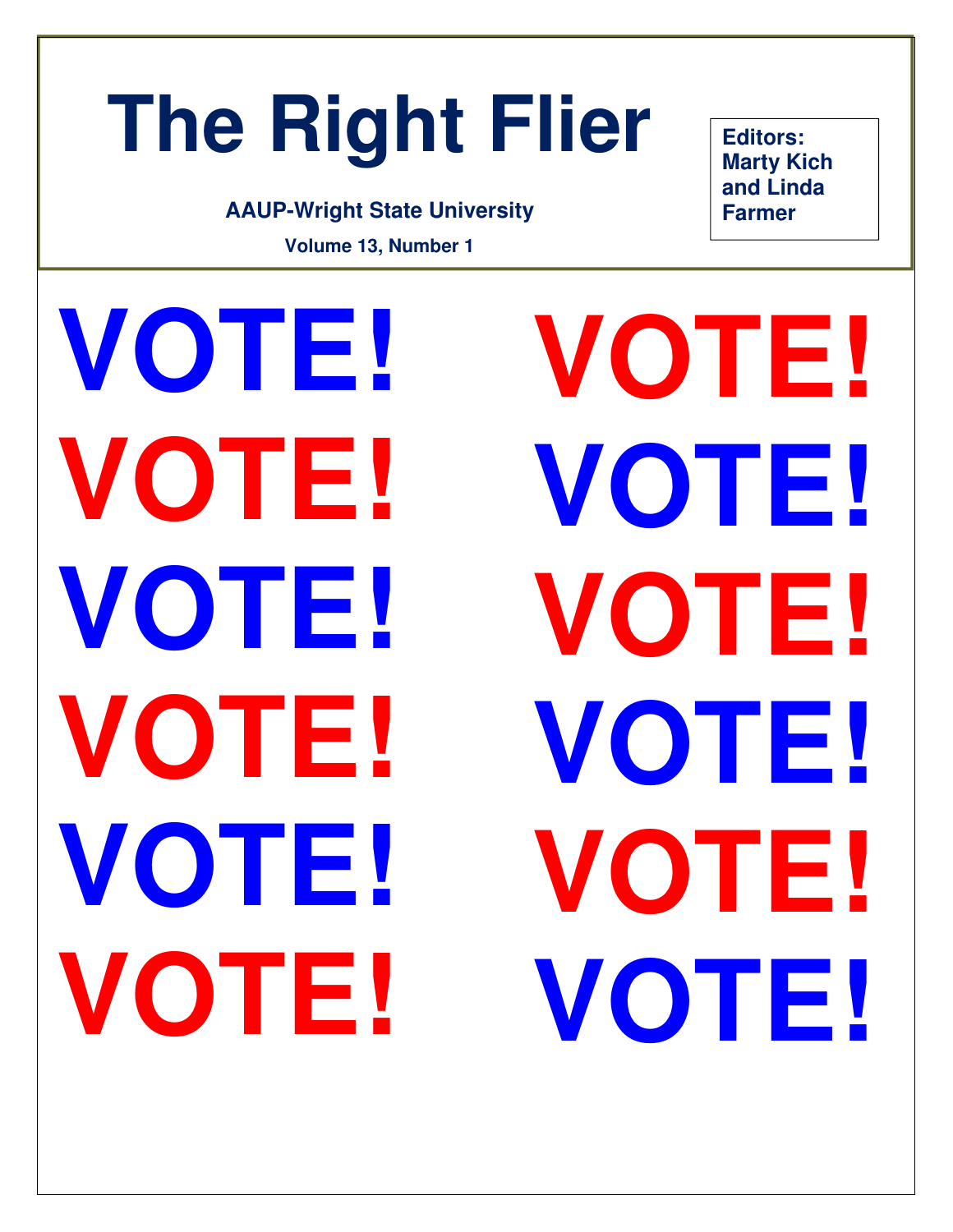# The Right Flier

**AAUP-Wright State University**

**Volume 13, Number 1**

**Editors: Marty Kich and Linda Farmer**

# VOTE!

# VOTE!

# VOTE!

# VOTE!

# VOTE!

# VOTE!

# VOTE!

# VOTE!

# VOTE!

# VOTE!

# VOTE!

# VOTE!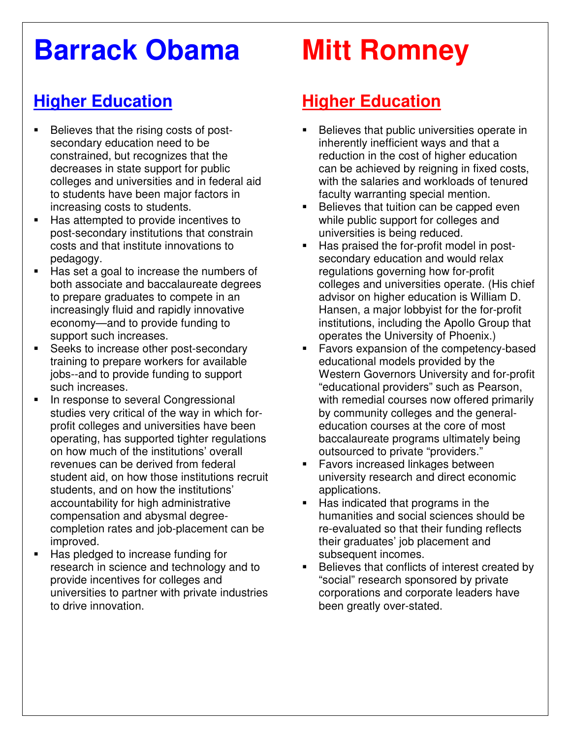# Barrack Obama

## Higher Education

- Believes that the rising costs of post-secondary education need to be constrained, but recognizes that the decreases in state support for public colleges and universities and in federal aid to students have been major factors in increasing costs to students.
- Has attempted to provide incentives to post-secondary institutions that constrain costs and that institute innovations to pedagogy.
- Has set a goal to increase the numbers of both associate and baccalaureate degrees to prepare graduates to compete in an increasingly fluid and rapidly innovative economy—and to provide funding to support such increases.
- Seeks to increase other post-secondary training to prepare workers for available jobs--and to provide funding to support such increases.
- In response to several Congressional studies very critical of the way in which for-profit colleges and universities have been operating, has supported tighter regulations on how much of the institutions' overall revenues can be derived from federal student aid, on how those institutions recruit students, and on how the institutions' accountability for high administrative compensation and abysmal degree-completion rates and job-placement can be improved.
- Has pledged to increase funding for research in science and technology and to provide incentives for colleges and universities to partner with private industries to drive innovation.

# Mitt Romney

## Higher Education

- Believes that public universities operate in inherently inefficient ways and that a reduction in the cost of higher education can be achieved by reigning in fixed costs, with the salaries and workloads of tenured faculty warranting special mention.
- Believes that tuition can be capped even while public support for colleges and universities is being reduced.
- Has praised the for-profit model in post-secondary education and would relax regulations governing how for-profit colleges and universities operate. (His chief advisor on higher education is William D. Hansen, a major lobbyist for the for-profit institutions, including the Apollo Group that operates the University of Phoenix.)
- Favors expansion of the competency-based educational models provided by the Western Governors University and for-profit "educational providers" such as Pearson, with remedial courses now offered primarily by community colleges and the general-education courses at the core of most baccalaureate programs ultimately being outsourced to private "providers."
- Favors increased linkages between university research and direct economic applications.
- Has indicated that programs in the humanities and social sciences should be re-evaluated so that their funding reflects their graduates' job placement and subsequent incomes.
- Believes that conflicts of interest created by "social" research sponsored by private corporations and corporate leaders have been greatly over-stated.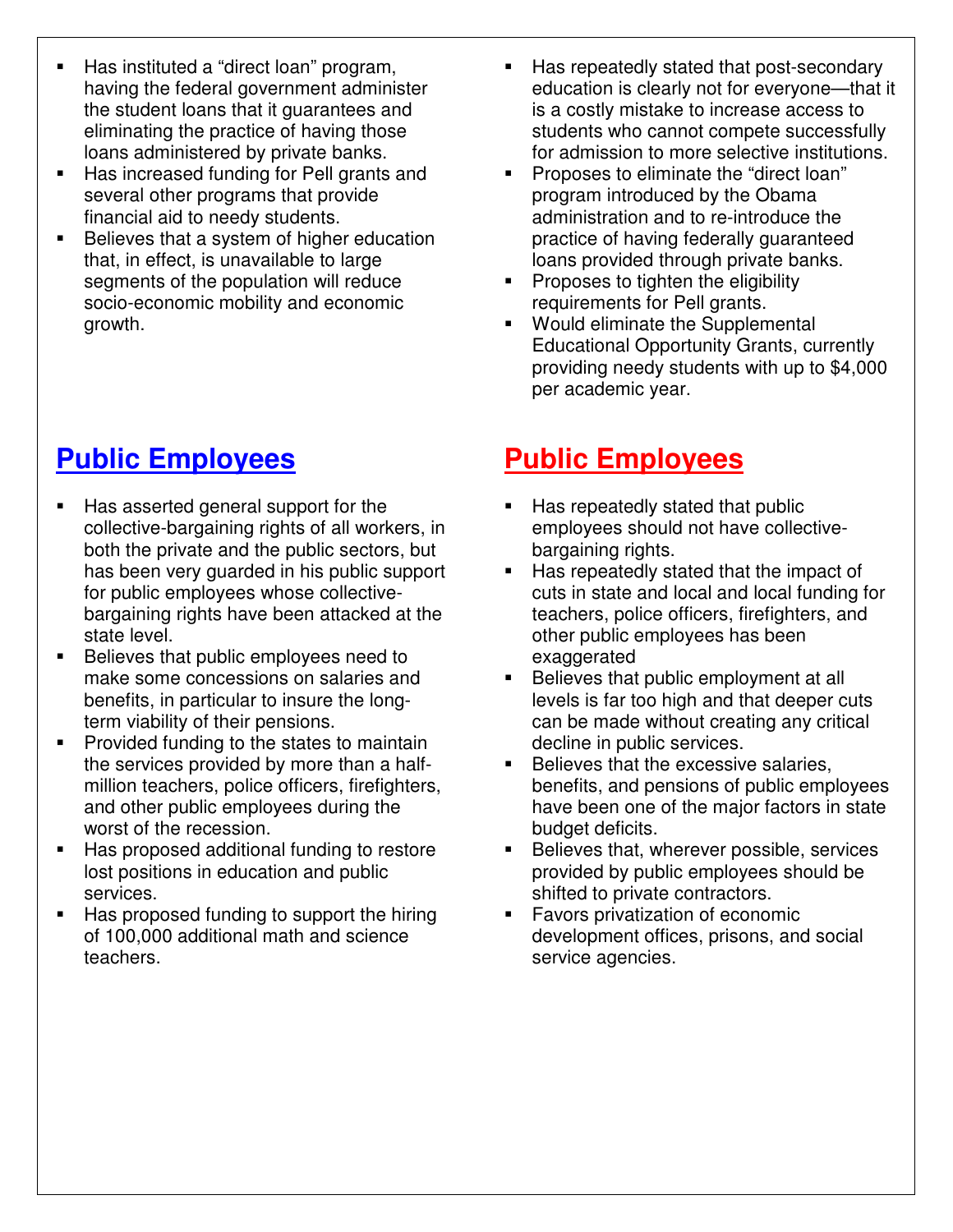- Has instituted a “direct loan” program, having the federal government administer the student loans that it guarantees and eliminating the practice of having those loans administered by private banks.
- Has increased funding for Pell grants and several other programs that provide financial aid to needy students.
- Believes that a system of higher education that, in effect, is unavailable to large segments of the population will reduce socio-economic mobility and economic growth.

- Has repeatedly stated that post-secondary education is clearly not for everyone—that it is a costly mistake to increase access to students who cannot compete successfully for admission to more selective institutions.
- Proposes to eliminate the “direct loan” program introduced by the Obama administration and to re-introduce the practice of having federally guaranteed loans provided through private banks.
- Proposes to tighten the eligibility requirements for Pell grants.
- Would eliminate the Supplemental Educational Opportunity Grants, currently providing needy students with up to $4,000 per academic year.

## Public Employees

- Has asserted general support for the collective-bargaining rights of all workers, in both the private and the public sectors, but has been very guarded in his public support for public employees whose collective-bargaining rights have been attacked at the state level.
- Believes that public employees need to make some concessions on salaries and benefits, in particular to insure the long-term viability of their pensions.
- Provided funding to the states to maintain the services provided by more than a half-million teachers, police officers, firefighters, and other public employees during the worst of the recession.
- Has proposed additional funding to restore lost positions in education and public services.
- Has proposed funding to support the hiring of 100,000 additional math and science teachers.

## Public Employees

- Has repeatedly stated that public employees should not have collective-bargaining rights.
- Has repeatedly stated that the impact of cuts in state and local and local funding for teachers, police officers, firefighters, and other public employees has been exaggerated
- Believes that public employment at all levels is far too high and that deeper cuts can be made without creating any critical decline in public services.
- Believes that the excessive salaries, benefits, and pensions of public employees have been one of the major factors in state budget deficits.
- Believes that, wherever possible, services provided by public employees should be shifted to private contractors.
- Favors privatization of economic development offices, prisons, and social service agencies.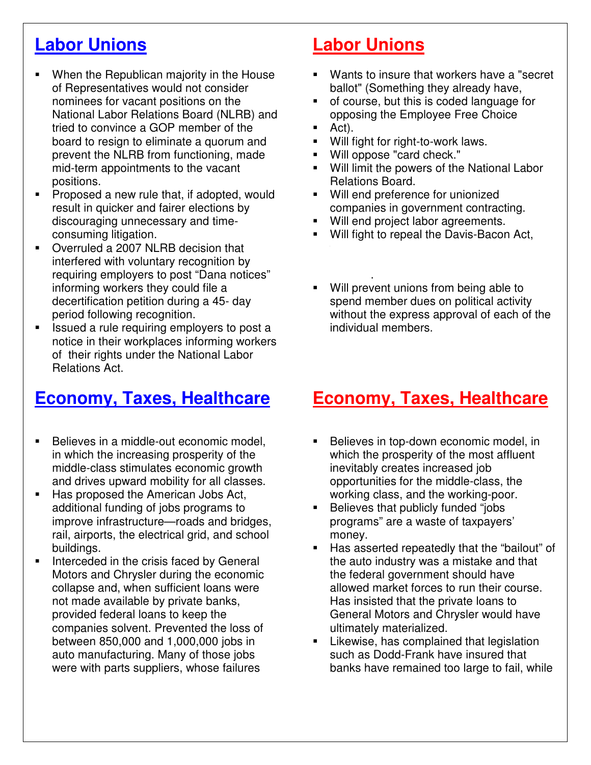## Labor Unions

- When the Republican majority in the House of Representatives would not consider nominees for vacant positions on the National Labor Relations Board (NLRB) and tried to convince a GOP member of the board to resign to eliminate a quorum and prevent the NLRB from functioning, made mid-term appointments to the vacant positions.
- Proposed a new rule that, if adopted, would result in quicker and fairer elections by discouraging unnecessary and time-consuming litigation.
- Overruled a 2007 NLRB decision that interfered with voluntary recognition by requiring employers to post "Dana notices" informing workers they could file a decertification petition during a 45- day period following recognition.
- Issued a rule requiring employers to post a notice in their workplaces informing workers of their rights under the National Labor Relations Act.

## Labor Unions

- Wants to insure that workers have a "secret ballot" (Something they already have,
- of course, but this is coded language for opposing the Employee Free Choice
- Act).
- Will fight for right-to-work laws.
- Will oppose "card check."
- Will limit the powers of the National Labor Relations Board.
- Will end preference for unionized companies in government contracting.
- Will end project labor agreements.
- Will fight to repeal the Davis-Bacon Act,

.

- Will prevent unions from being able to spend member dues on political activity without the express approval of each of the individual members.

## Economy, Taxes, Healthcare

- Believes in a middle-out economic model, in which the increasing prosperity of the middle-class stimulates economic growth and drives upward mobility for all classes.
- Has proposed the American Jobs Act, additional funding of jobs programs to improve infrastructure—roads and bridges, rail, airports, the electrical grid, and school buildings.
- Interceded in the crisis faced by General Motors and Chrysler during the economic collapse and, when sufficient loans were not made available by private banks, provided federal loans to keep the companies solvent. Prevented the loss of between 850,000 and 1,000,000 jobs in auto manufacturing. Many of those jobs were with parts suppliers, whose failures

## Economy, Taxes, Healthcare

- Believes in top-down economic model, in which the prosperity of the most affluent inevitably creates increased job opportunities for the middle-class, the working class, and the working-poor.
- Believes that publicly funded "jobs programs" are a waste of taxpayers' money.
- Has asserted repeatedly that the "bailout" of the auto industry was a mistake and that the federal government should have allowed market forces to run their course. Has insisted that the private loans to General Motors and Chrysler would have ultimately materialized.
- Likewise, has complained that legislation such as Dodd-Frank have insured that banks have remained too large to fail, while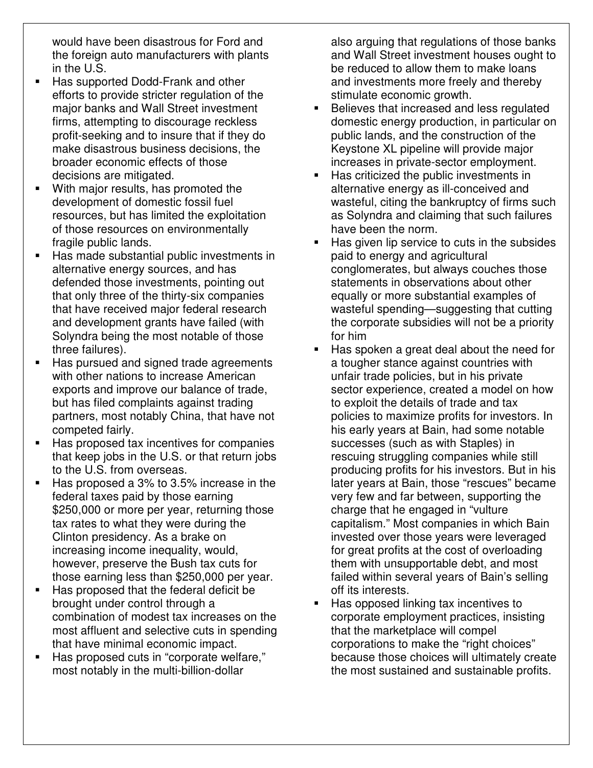would have been disastrous for Ford and the foreign auto manufacturers with plants in the U.S.

- Has supported Dodd-Frank and other efforts to provide stricter regulation of the major banks and Wall Street investment firms, attempting to discourage reckless profit-seeking and to insure that if they do make disastrous business decisions, the broader economic effects of those decisions are mitigated.
- With major results, has promoted the development of domestic fossil fuel resources, but has limited the exploitation of those resources on environmentally fragile public lands.
- Has made substantial public investments in alternative energy sources, and has defended those investments, pointing out that only three of the thirty-six companies that have received major federal research and development grants have failed (with Solyndra being the most notable of those three failures).
- Has pursued and signed trade agreements with other nations to increase American exports and improve our balance of trade, but has filed complaints against trading partners, most notably China, that have not competed fairly.
- Has proposed tax incentives for companies that keep jobs in the U.S. or that return jobs to the U.S. from overseas.
- Has proposed a 3% to 3.5% increase in the federal taxes paid by those earning $250,000 or more per year, returning those tax rates to what they were during the Clinton presidency. As a brake on increasing income inequality, would, however, preserve the Bush tax cuts for those earning less than $250,000 per year.
- Has proposed that the federal deficit be brought under control through a combination of modest tax increases on the most affluent and selective cuts in spending that have minimal economic impact.
- Has proposed cuts in "corporate welfare," most notably in the multi-billion-dollar

also arguing that regulations of those banks and Wall Street investment houses ought to be reduced to allow them to make loans and investments more freely and thereby stimulate economic growth.

- Believes that increased and less regulated domestic energy production, in particular on public lands, and the construction of the Keystone XL pipeline will provide major increases in private-sector employment.
- Has criticized the public investments in alternative energy as ill-conceived and wasteful, citing the bankruptcy of firms such as Solyndra and claiming that such failures have been the norm.
- Has given lip service to cuts in the subsides paid to energy and agricultural conglomerates, but always couches those statements in observations about other equally or more substantial examples of wasteful spending—suggesting that cutting the corporate subsidies will not be a priority for him
- Has spoken a great deal about the need for a tougher stance against countries with unfair trade policies, but in his private sector experience, created a model on how to exploit the details of trade and tax policies to maximize profits for investors. In his early years at Bain, had some notable successes (such as with Staples) in rescuing struggling companies while still producing profits for his investors. But in his later years at Bain, those "rescues" became very few and far between, supporting the charge that he engaged in "vulture capitalism." Most companies in which Bain invested over those years were leveraged for great profits at the cost of overloading them with unsupportable debt, and most failed within several years of Bain's selling off its interests.
- Has opposed linking tax incentives to corporate employment practices, insisting that the marketplace will compel corporations to make the "right choices" because those choices will ultimately create the most sustained and sustainable profits.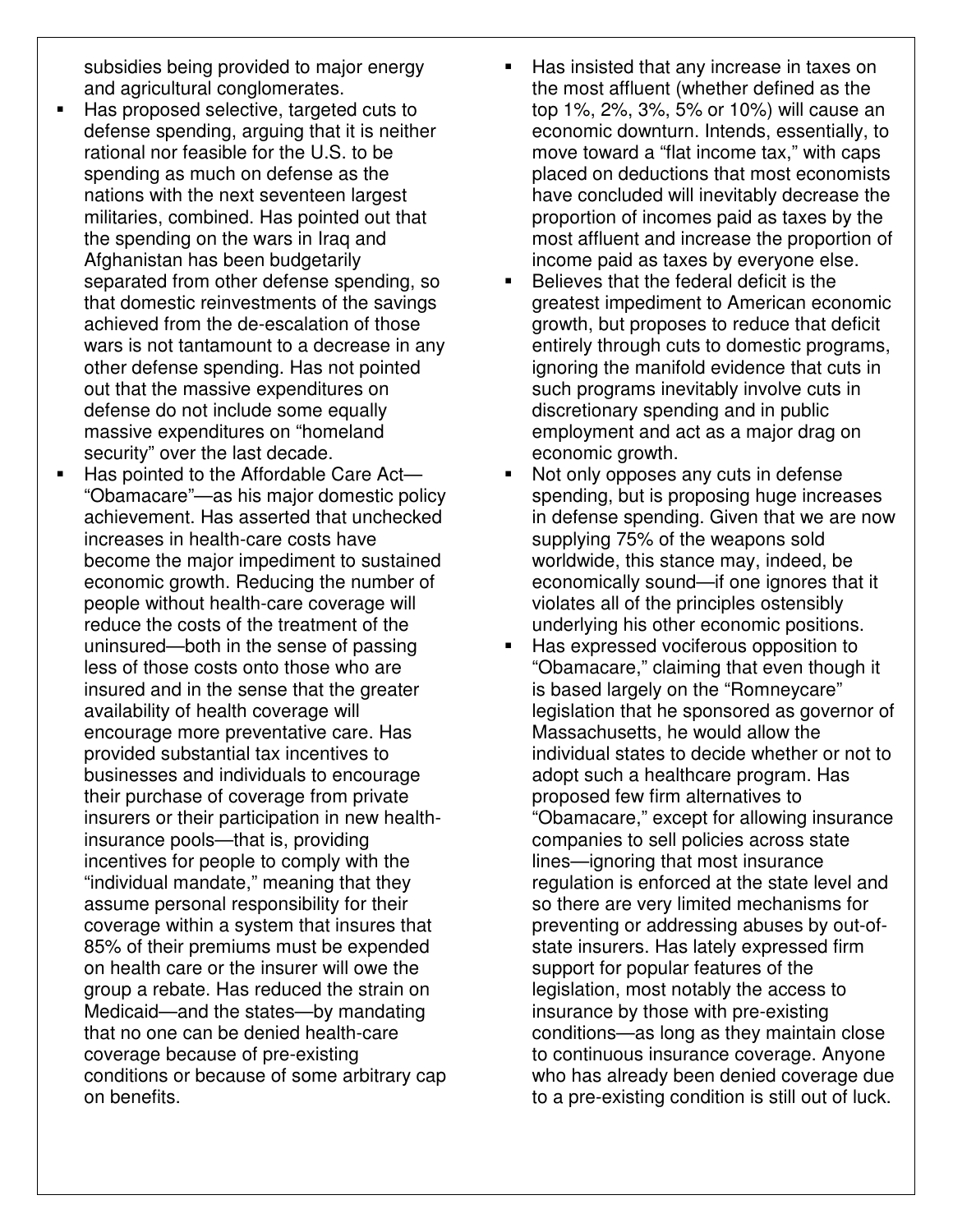subsidies being provided to major energy and agricultural conglomerates.

- Has proposed selective, targeted cuts to defense spending, arguing that it is neither rational nor feasible for the U.S. to be spending as much on defense as the nations with the next seventeen largest militaries, combined. Has pointed out that the spending on the wars in Iraq and Afghanistan has been budgetarily separated from other defense spending, so that domestic reinvestments of the savings achieved from the de-escalation of those wars is not tantamount to a decrease in any other defense spending. Has not pointed out that the massive expenditures on defense do not include some equally massive expenditures on "homeland security" over the last decade.
- Has pointed to the Affordable Care Act—"Obamacare"—as his major domestic policy achievement. Has asserted that unchecked increases in health-care costs have become the major impediment to sustained economic growth. Reducing the number of people without health-care coverage will reduce the costs of the treatment of the uninsured—both in the sense of passing less of those costs onto those who are insured and in the sense that the greater availability of health coverage will encourage more preventative care. Has provided substantial tax incentives to businesses and individuals to encourage their purchase of coverage from private insurers or their participation in new health-insurance pools—that is, providing incentives for people to comply with the "individual mandate," meaning that they assume personal responsibility for their coverage within a system that insures that 85% of their premiums must be expended on health care or the insurer will owe the group a rebate. Has reduced the strain on Medicaid—and the states—by mandating that no one can be denied health-care coverage because of pre-existing conditions or because of some arbitrary cap on benefits.

- Has insisted that any increase in taxes on the most affluent (whether defined as the top 1%, 2%, 3%, 5% or 10%) will cause an economic downturn. Intends, essentially, to move toward a "flat income tax," with caps placed on deductions that most economists have concluded will inevitably decrease the proportion of incomes paid as taxes by the most affluent and increase the proportion of income paid as taxes by everyone else.
- Believes that the federal deficit is the greatest impediment to American economic growth, but proposes to reduce that deficit entirely through cuts to domestic programs, ignoring the manifold evidence that cuts in such programs inevitably involve cuts in discretionary spending and in public employment and act as a major drag on economic growth.
- Not only opposes any cuts in defense spending, but is proposing huge increases in defense spending. Given that we are now supplying 75% of the weapons sold worldwide, this stance may, indeed, be economically sound—if one ignores that it violates all of the principles ostensibly underlying his other economic positions.
- Has expressed vociferous opposition to "Obamacare," claiming that even though it is based largely on the "Romneycare" legislation that he sponsored as governor of Massachusetts, he would allow the individual states to decide whether or not to adopt such a healthcare program. Has proposed few firm alternatives to "Obamacare," except for allowing insurance companies to sell policies across state lines—ignoring that most insurance regulation is enforced at the state level and so there are very limited mechanisms for preventing or addressing abuses by out-of-state insurers. Has lately expressed firm support for popular features of the legislation, most notably the access to insurance by those with pre-existing conditions—as long as they maintain close to continuous insurance coverage. Anyone who has already been denied coverage due to a pre-existing condition is still out of luck.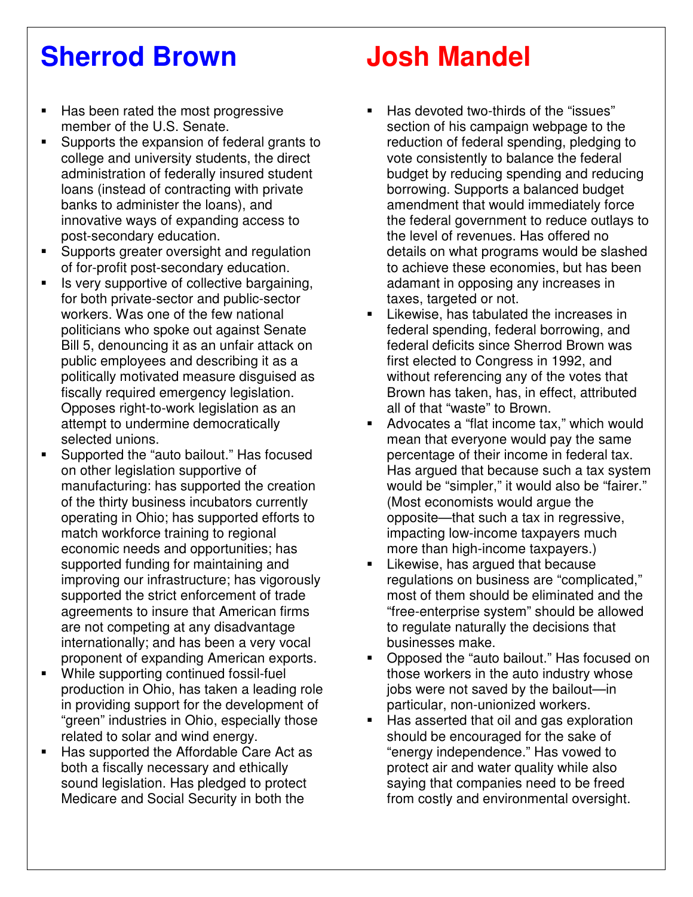## Sherrod Brown

- Has been rated the most progressive member of the U.S. Senate.
- Supports the expansion of federal grants to college and university students, the direct administration of federally insured student loans (instead of contracting with private banks to administer the loans), and innovative ways of expanding access to post-secondary education.
- Supports greater oversight and regulation of for-profit post-secondary education.
- Is very supportive of collective bargaining, for both private-sector and public-sector workers. Was one of the few national politicians who spoke out against Senate Bill 5, denouncing it as an unfair attack on public employees and describing it as a politically motivated measure disguised as fiscally required emergency legislation. Opposes right-to-work legislation as an attempt to undermine democratically selected unions.
- Supported the "auto bailout." Has focused on other legislation supportive of manufacturing: has supported the creation of the thirty business incubators currently operating in Ohio; has supported efforts to match workforce training to regional economic needs and opportunities; has supported funding for maintaining and improving our infrastructure; has vigorously supported the strict enforcement of trade agreements to insure that American firms are not competing at any disadvantage internationally; and has been a very vocal proponent of expanding American exports.
- While supporting continued fossil-fuel production in Ohio, has taken a leading role in providing support for the development of "green" industries in Ohio, especially those related to solar and wind energy.
- Has supported the Affordable Care Act as both a fiscally necessary and ethically sound legislation. Has pledged to protect Medicare and Social Security in both the

## Josh Mandel

- Has devoted two-thirds of the "issues" section of his campaign webpage to the reduction of federal spending, pledging to vote consistently to balance the federal budget by reducing spending and reducing borrowing. Supports a balanced budget amendment that would immediately force the federal government to reduce outlays to the level of revenues. Has offered no details on what programs would be slashed to achieve these economies, but has been adamant in opposing any increases in taxes, targeted or not.
- Likewise, has tabulated the increases in federal spending, federal borrowing, and federal deficits since Sherrod Brown was first elected to Congress in 1992, and without referencing any of the votes that Brown has taken, has, in effect, attributed all of that "waste" to Brown.
- Advocates a "flat income tax," which would mean that everyone would pay the same percentage of their income in federal tax. Has argued that because such a tax system would be "simpler," it would also be "fairer." (Most economists would argue the opposite—that such a tax in regressive, impacting low-income taxpayers much more than high-income taxpayers.)
- Likewise, has argued that because regulations on business are "complicated," most of them should be eliminated and the "free-enterprise system" should be allowed to regulate naturally the decisions that businesses make.
- Opposed the "auto bailout." Has focused on those workers in the auto industry whose jobs were not saved by the bailout—in particular, non-unionized workers.
- Has asserted that oil and gas exploration should be encouraged for the sake of "energy independence." Has vowed to protect air and water quality while also saying that companies need to be freed from costly and environmental oversight.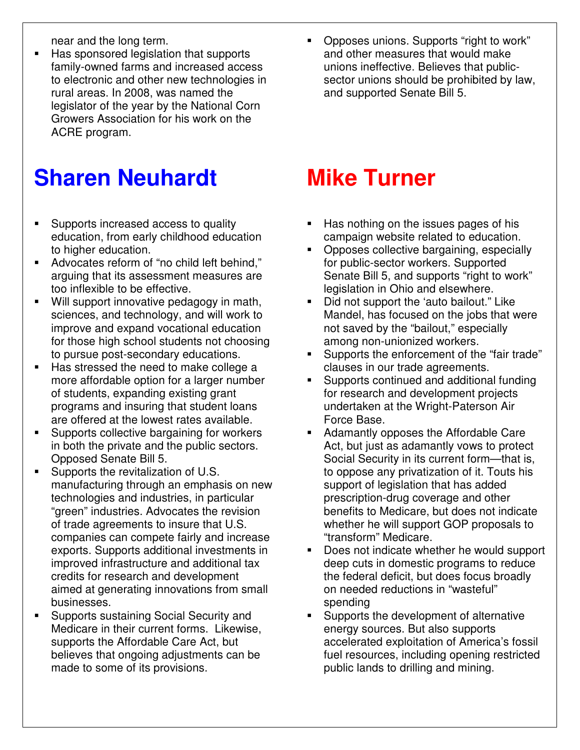near and the long term.

- Has sponsored legislation that supports family-owned farms and increased access to electronic and other new technologies in rural areas. In 2008, was named the legislator of the year by the National Corn Growers Association for his work on the ACRE program.

- Opposes unions. Supports "right to work" and other measures that would make unions ineffective. Believes that public-sector unions should be prohibited by law, and supported Senate Bill 5.

# Sharen Neuhardt

- Supports increased access to quality education, from early childhood education to higher education.
- Advocates reform of "no child left behind," arguing that its assessment measures are too inflexible to be effective.
- Will support innovative pedagogy in math, sciences, and technology, and will work to improve and expand vocational education for those high school students not choosing to pursue post-secondary educations.
- Has stressed the need to make college a more affordable option for a larger number of students, expanding existing grant programs and insuring that student loans are offered at the lowest rates available.
- Supports collective bargaining for workers in both the private and the public sectors. Opposed Senate Bill 5.
- Supports the revitalization of U.S. manufacturing through an emphasis on new technologies and industries, in particular "green" industries. Advocates the revision of trade agreements to insure that U.S. companies can compete fairly and increase exports. Supports additional investments in improved infrastructure and additional tax credits for research and development aimed at generating innovations from small businesses.
- Supports sustaining Social Security and Medicare in their current forms. Likewise, supports the Affordable Care Act, but believes that ongoing adjustments can be made to some of its provisions.

# Mike Turner

- Has nothing on the issues pages of his campaign website related to education.
- Opposes collective bargaining, especially for public-sector workers. Supported Senate Bill 5, and supports "right to work" legislation in Ohio and elsewhere.
- Did not support the 'auto bailout." Like Mandel, has focused on the jobs that were not saved by the "bailout," especially among non-unionized workers.
- Supports the enforcement of the "fair trade" clauses in our trade agreements.
- Supports continued and additional funding for research and development projects undertaken at the Wright-Paterson Air Force Base.
- Adamantly opposes the Affordable Care Act, but just as adamantly vows to protect Social Security in its current form—that is, to oppose any privatization of it. Touts his support of legislation that has added prescription-drug coverage and other benefits to Medicare, but does not indicate whether he will support GOP proposals to "transform" Medicare.
- Does not indicate whether he would support deep cuts in domestic programs to reduce the federal deficit, but does focus broadly on needed reductions in "wasteful" spending
- Supports the development of alternative energy sources. But also supports accelerated exploitation of America's fossil fuel resources, including opening restricted public lands to drilling and mining.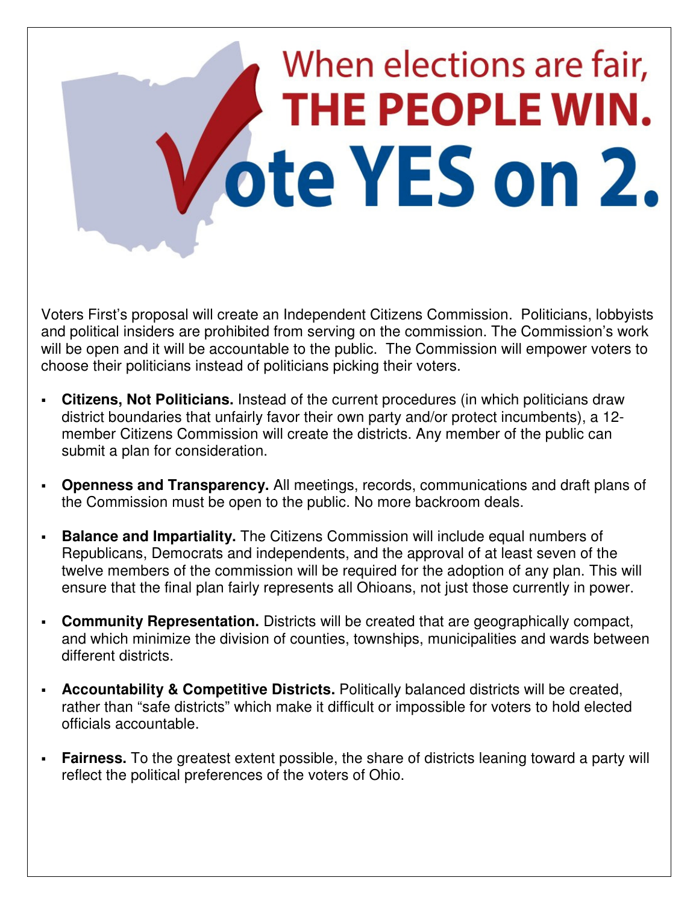# When elections are fair, THE PEOPLE WIN.

# Vote YES on 2.

Voters First's proposal will create an Independent Citizens Commission. Politicians, lobbyists and political insiders are prohibited from serving on the commission. The Commission's work will be open and it will be accountable to the public. The Commission will empower voters to choose their politicians instead of politicians picking their voters.

- **Citizens, Not Politicians.** Instead of the current procedures (in which politicians draw district boundaries that unfairly favor their own party and/or protect incumbents), a 12-member Citizens Commission will create the districts. Any member of the public can submit a plan for consideration.
- **Openness and Transparency.** All meetings, records, communications and draft plans of the Commission must be open to the public. No more backroom deals.
- **Balance and Impartiality.** The Citizens Commission will include equal numbers of Republicans, Democrats and independents, and the approval of at least seven of the twelve members of the commission will be required for the adoption of any plan. This will ensure that the final plan fairly represents all Ohioans, not just those currently in power.
- **Community Representation.** Districts will be created that are geographically compact, and which minimize the division of counties, townships, municipalities and wards between different districts.
- **Accountability & Competitive Districts.** Politically balanced districts will be created, rather than "safe districts" which make it difficult or impossible for voters to hold elected officials accountable.
- **Fairness.** To the greatest extent possible, the share of districts leaning toward a party will reflect the political preferences of the voters of Ohio.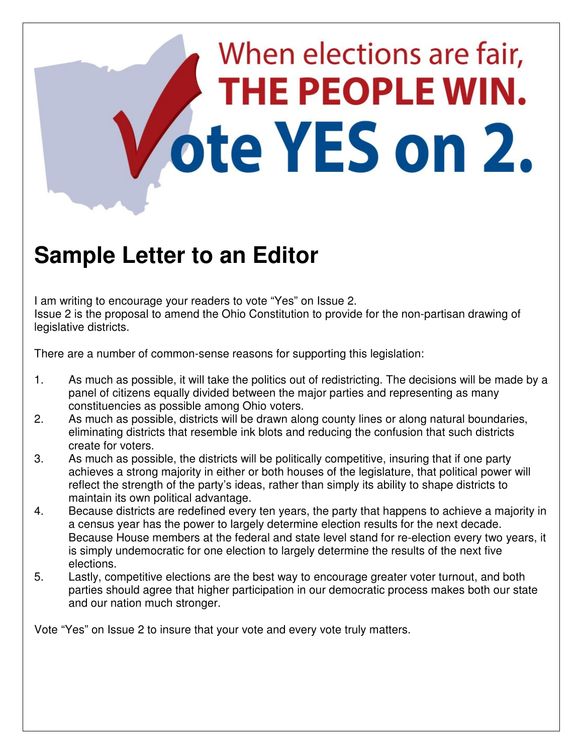When elections are fair,
**THE PEOPLE WIN.**
**Vote YES on 2.**

# Sample Letter to an Editor

I am writing to encourage your readers to vote "Yes" on Issue 2.
Issue 2 is the proposal to amend the Ohio Constitution to provide for the non-partisan drawing of legislative districts.

There are a number of common-sense reasons for supporting this legislation:

1. As much as possible, it will take the politics out of redistricting. The decisions will be made by a panel of citizens equally divided between the major parties and representing as many constituencies as possible among Ohio voters.
2. As much as possible, districts will be drawn along county lines or along natural boundaries, eliminating districts that resemble ink blots and reducing the confusion that such districts create for voters.
3. As much as possible, the districts will be politically competitive, insuring that if one party achieves a strong majority in either or both houses of the legislature, that political power will reflect the strength of the party's ideas, rather than simply its ability to shape districts to maintain its own political advantage.
4. Because districts are redefined every ten years, the party that happens to achieve a majority in a census year has the power to largely determine election results for the next decade. Because House members at the federal and state level stand for re-election every two years, it is simply undemocratic for one election to largely determine the results of the next five elections.
5. Lastly, competitive elections are the best way to encourage greater voter turnout, and both parties should agree that higher participation in our democratic process makes both our state and our nation much stronger.

Vote "Yes" on Issue 2 to insure that your vote and every vote truly matters.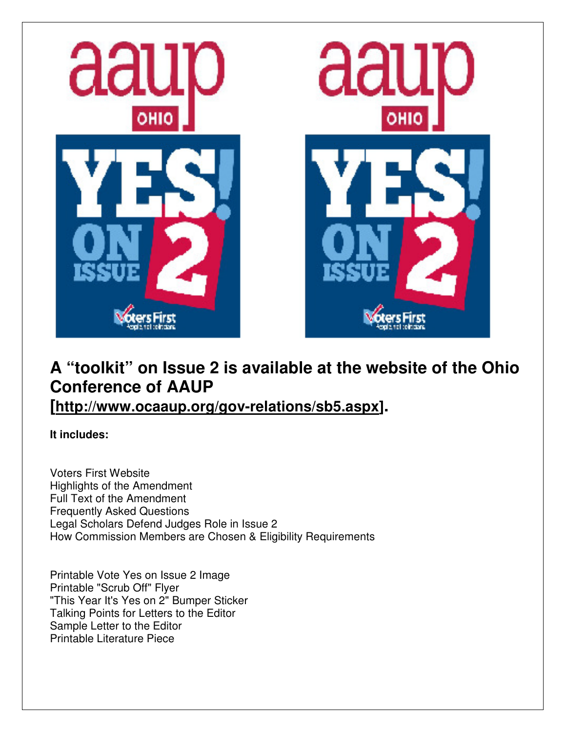## A "toolkit" on Issue 2 is available at the website of the Ohio Conference of AAUP [http://www.ocaaup.org/gov-relations/sb5.aspx].

**It includes:**

Voters First Website
Highlights of the Amendment
Full Text of the Amendment
Frequently Asked Questions
Legal Scholars Defend Judges Role in Issue 2
How Commission Members are Chosen & Eligibility Requirements

Printable Vote Yes on Issue 2 Image
Printable "Scrub Off" Flyer
"This Year It's Yes on 2" Bumper Sticker
Talking Points for Letters to the Editor
Sample Letter to the Editor
Printable Literature Piece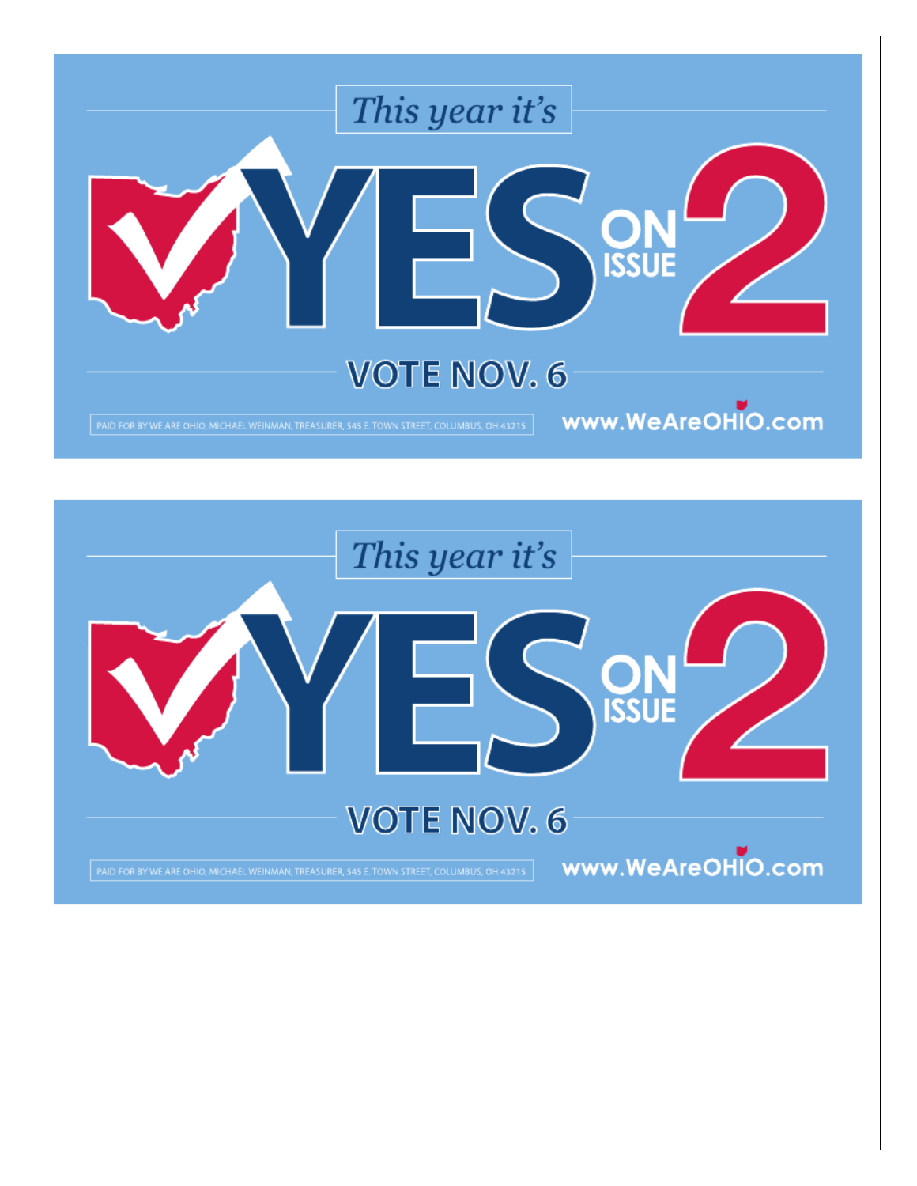This year it's

YES ON ISSUE 2

VOTE NOV. 6

PAID FOR BY WE ARE OHIO, MICHAEL WEINMAN, TREASURER, 545 E. TOWN STREET, COLUMBUS, OH 43215

www.WeAreOHIO.com

This year it's

YES ON ISSUE 2

VOTE NOV. 6

PAID FOR BY WE ARE OHIO, MICHAEL WEINMAN, TREASURER, 545 E. TOWN STREET, COLUMBUS, OH 43215

www.WeAreOHIO.com